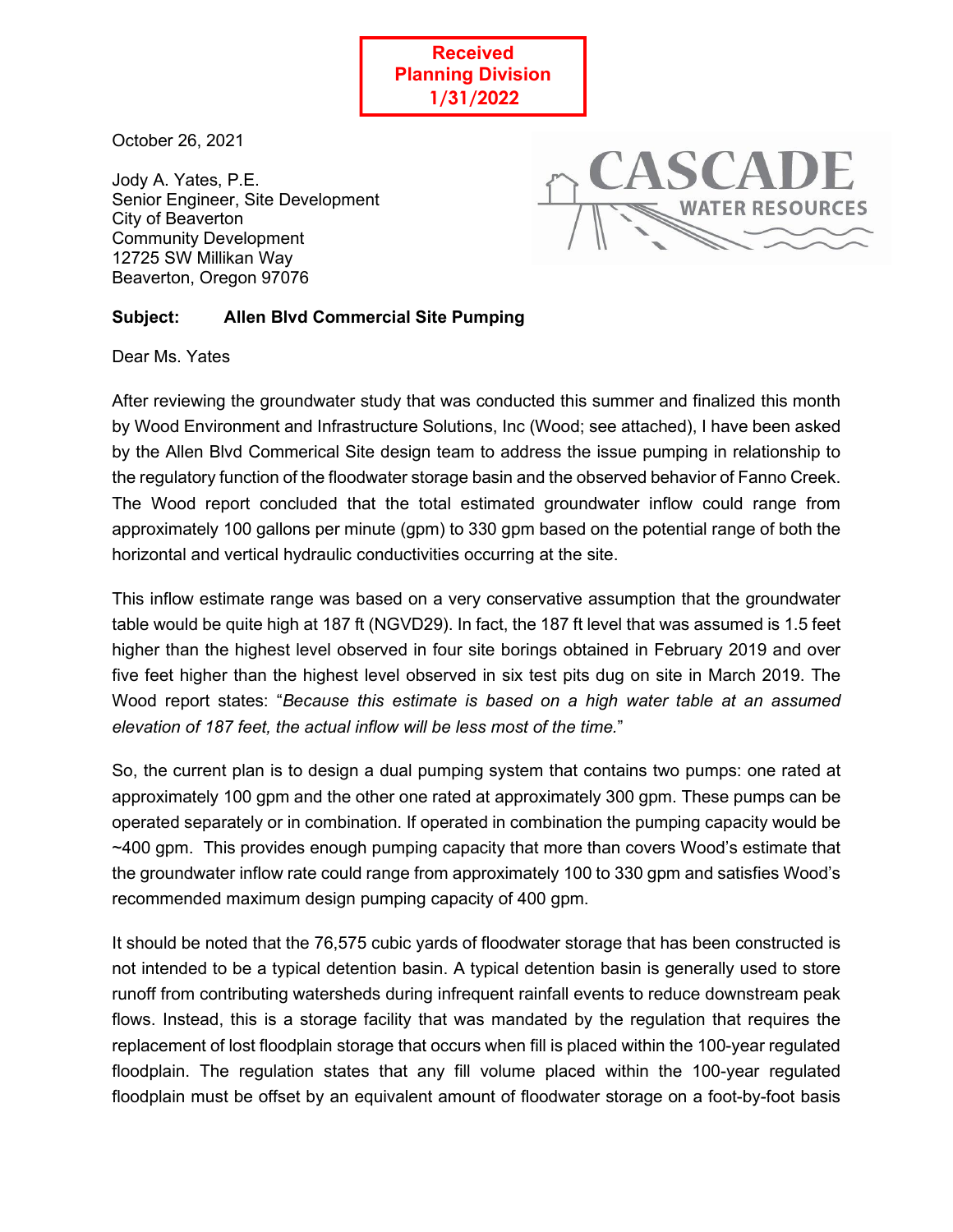**Received**
**Planning Division**
**1/31/2022**

October 26, 2021

Jody A. Yates, P.E.
Senior Engineer, Site Development
City of Beaverton
Community Development
12725 SW Millikan Way
Beaverton, Oregon 97076

CASCADE WATER RESOURCES

**Subject: Allen Blvd Commercial Site Pumping**

Dear Ms. Yates

After reviewing the groundwater study that was conducted this summer and finalized this month by Wood Environment and Infrastructure Solutions, Inc (Wood; see attached), I have been asked by the Allen Blvd Commerical Site design team to address the issue pumping in relationship to the regulatory function of the floodwater storage basin and the observed behavior of Fanno Creek. The Wood report concluded that the total estimated groundwater inflow could range from approximately 100 gallons per minute (gpm) to 330 gpm based on the potential range of both the horizontal and vertical hydraulic conductivities occurring at the site.

This inflow estimate range was based on a very conservative assumption that the groundwater table would be quite high at 187 ft (NGVD29). In fact, the 187 ft level that was assumed is 1.5 feet higher than the highest level observed in four site borings obtained in February 2019 and over five feet higher than the highest level observed in six test pits dug on site in March 2019. The Wood report states: "*Because this estimate is based on a high water table at an assumed elevation of 187 feet, the actual inflow will be less most of the time.*"

So, the current plan is to design a dual pumping system that contains two pumps: one rated at approximately 100 gpm and the other one rated at approximately 300 gpm. These pumps can be operated separately or in combination. If operated in combination the pumping capacity would be ~400 gpm. This provides enough pumping capacity that more than covers Wood's estimate that the groundwater inflow rate could range from approximately 100 to 330 gpm and satisfies Wood's recommended maximum design pumping capacity of 400 gpm.

It should be noted that the 76,575 cubic yards of floodwater storage that has been constructed is not intended to be a typical detention basin. A typical detention basin is generally used to store runoff from contributing watersheds during infrequent rainfall events to reduce downstream peak flows. Instead, this is a storage facility that was mandated by the regulation that requires the replacement of lost floodplain storage that occurs when fill is placed within the 100-year regulated floodplain. The regulation states that any fill volume placed within the 100-year regulated floodplain must be offset by an equivalent amount of floodwater storage on a foot-by-foot basis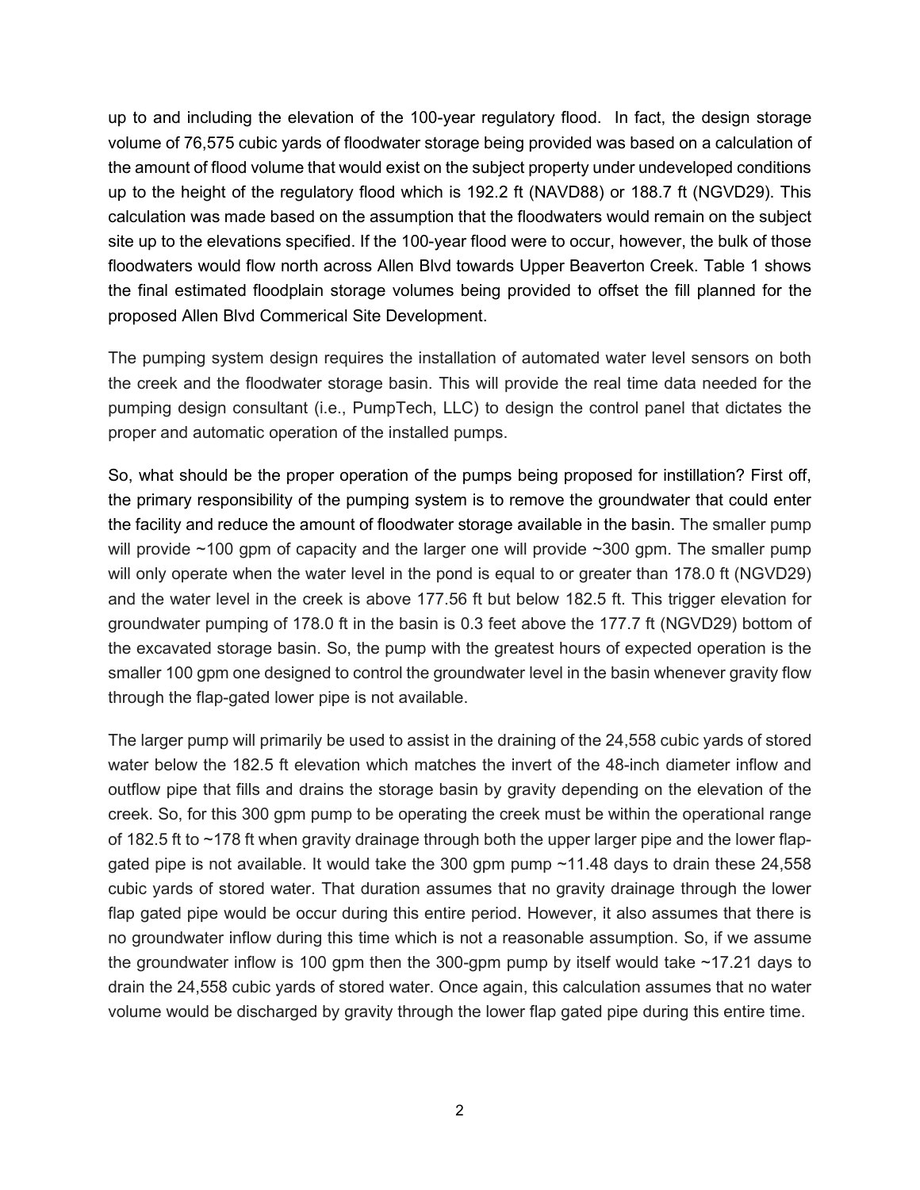up to and including the elevation of the 100-year regulatory flood. In fact, the design storage volume of 76,575 cubic yards of floodwater storage being provided was based on a calculation of the amount of flood volume that would exist on the subject property under undeveloped conditions up to the height of the regulatory flood which is 192.2 ft (NAVD88) or 188.7 ft (NGVD29). This calculation was made based on the assumption that the floodwaters would remain on the subject site up to the elevations specified. If the 100-year flood were to occur, however, the bulk of those floodwaters would flow north across Allen Blvd towards Upper Beaverton Creek. Table 1 shows the final estimated floodplain storage volumes being provided to offset the fill planned for the proposed Allen Blvd Commerical Site Development.

The pumping system design requires the installation of automated water level sensors on both the creek and the floodwater storage basin. This will provide the real time data needed for the pumping design consultant (i.e., PumpTech, LLC) to design the control panel that dictates the proper and automatic operation of the installed pumps.

So, what should be the proper operation of the pumps being proposed for instillation? First off, the primary responsibility of the pumping system is to remove the groundwater that could enter the facility and reduce the amount of floodwater storage available in the basin. The smaller pump will provide ~100 gpm of capacity and the larger one will provide ~300 gpm. The smaller pump will only operate when the water level in the pond is equal to or greater than 178.0 ft (NGVD29) and the water level in the creek is above 177.56 ft but below 182.5 ft. This trigger elevation for groundwater pumping of 178.0 ft in the basin is 0.3 feet above the 177.7 ft (NGVD29) bottom of the excavated storage basin. So, the pump with the greatest hours of expected operation is the smaller 100 gpm one designed to control the groundwater level in the basin whenever gravity flow through the flap-gated lower pipe is not available.

The larger pump will primarily be used to assist in the draining of the 24,558 cubic yards of stored water below the 182.5 ft elevation which matches the invert of the 48-inch diameter inflow and outflow pipe that fills and drains the storage basin by gravity depending on the elevation of the creek. So, for this 300 gpm pump to be operating the creek must be within the operational range of 182.5 ft to ~178 ft when gravity drainage through both the upper larger pipe and the lower flap-gated pipe is not available. It would take the 300 gpm pump ~11.48 days to drain these 24,558 cubic yards of stored water. That duration assumes that no gravity drainage through the lower flap gated pipe would be occur during this entire period. However, it also assumes that there is no groundwater inflow during this time which is not a reasonable assumption. So, if we assume the groundwater inflow is 100 gpm then the 300-gpm pump by itself would take ~17.21 days to drain the 24,558 cubic yards of stored water. Once again, this calculation assumes that no water volume would be discharged by gravity through the lower flap gated pipe during this entire time.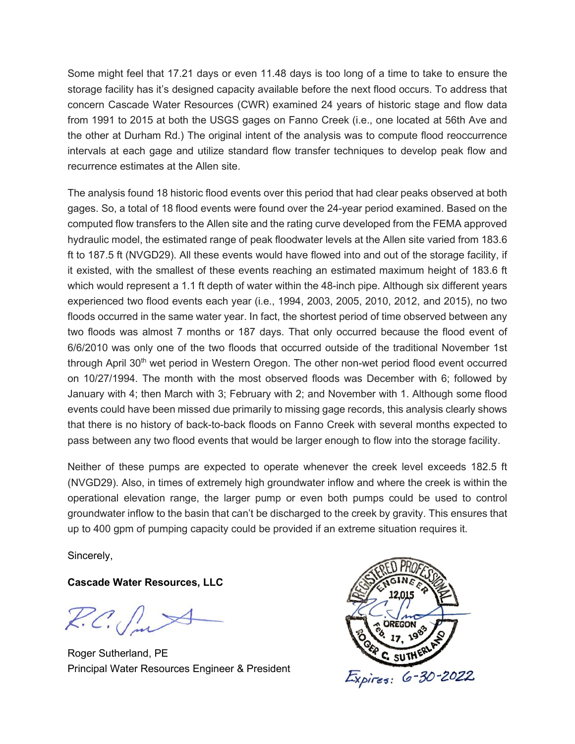Some might feel that 17.21 days or even 11.48 days is too long of a time to take to ensure the storage facility has it's designed capacity available before the next flood occurs. To address that concern Cascade Water Resources (CWR) examined 24 years of historic stage and flow data from 1991 to 2015 at both the USGS gages on Fanno Creek (i.e., one located at 56th Ave and the other at Durham Rd.) The original intent of the analysis was to compute flood reoccurrence intervals at each gage and utilize standard flow transfer techniques to develop peak flow and recurrence estimates at the Allen site.

The analysis found 18 historic flood events over this period that had clear peaks observed at both gages. So, a total of 18 flood events were found over the 24-year period examined. Based on the computed flow transfers to the Allen site and the rating curve developed from the FEMA approved hydraulic model, the estimated range of peak floodwater levels at the Allen site varied from 183.6 ft to 187.5 ft (NVGD29). All these events would have flowed into and out of the storage facility, if it existed, with the smallest of these events reaching an estimated maximum height of 183.6 ft which would represent a 1.1 ft depth of water within the 48-inch pipe. Although six different years experienced two flood events each year (i.e., 1994, 2003, 2005, 2010, 2012, and 2015), no two floods occurred in the same water year. In fact, the shortest period of time observed between any two floods was almost 7 months or 187 days. That only occurred because the flood event of 6/6/2010 was only one of the two floods that occurred outside of the traditional November 1st through April 30th wet period in Western Oregon. The other non-wet period flood event occurred on 10/27/1994. The month with the most observed floods was December with 6; followed by January with 4; then March with 3; February with 2; and November with 1. Although some flood events could have been missed due primarily to missing gage records, this analysis clearly shows that there is no history of back-to-back floods on Fanno Creek with several months expected to pass between any two flood events that would be larger enough to flow into the storage facility.

Neither of these pumps are expected to operate whenever the creek level exceeds 182.5 ft (NVGD29). Also, in times of extremely high groundwater inflow and where the creek is within the operational elevation range, the larger pump or even both pumps could be used to control groundwater inflow to the basin that can't be discharged to the creek by gravity. This ensures that up to 400 gpm of pumping capacity could be provided if an extreme situation requires it.

Sincerely,

**Cascade Water Resources, LLC**

Roger Sutherland, PE
Principal Water Resources Engineer & President

REGISTERED PROFESSIONAL ENGINEER
12,015
OREGON
Feb. 17, 1983
ROGER C. SUTHERLAND
Expires: 6-30-2022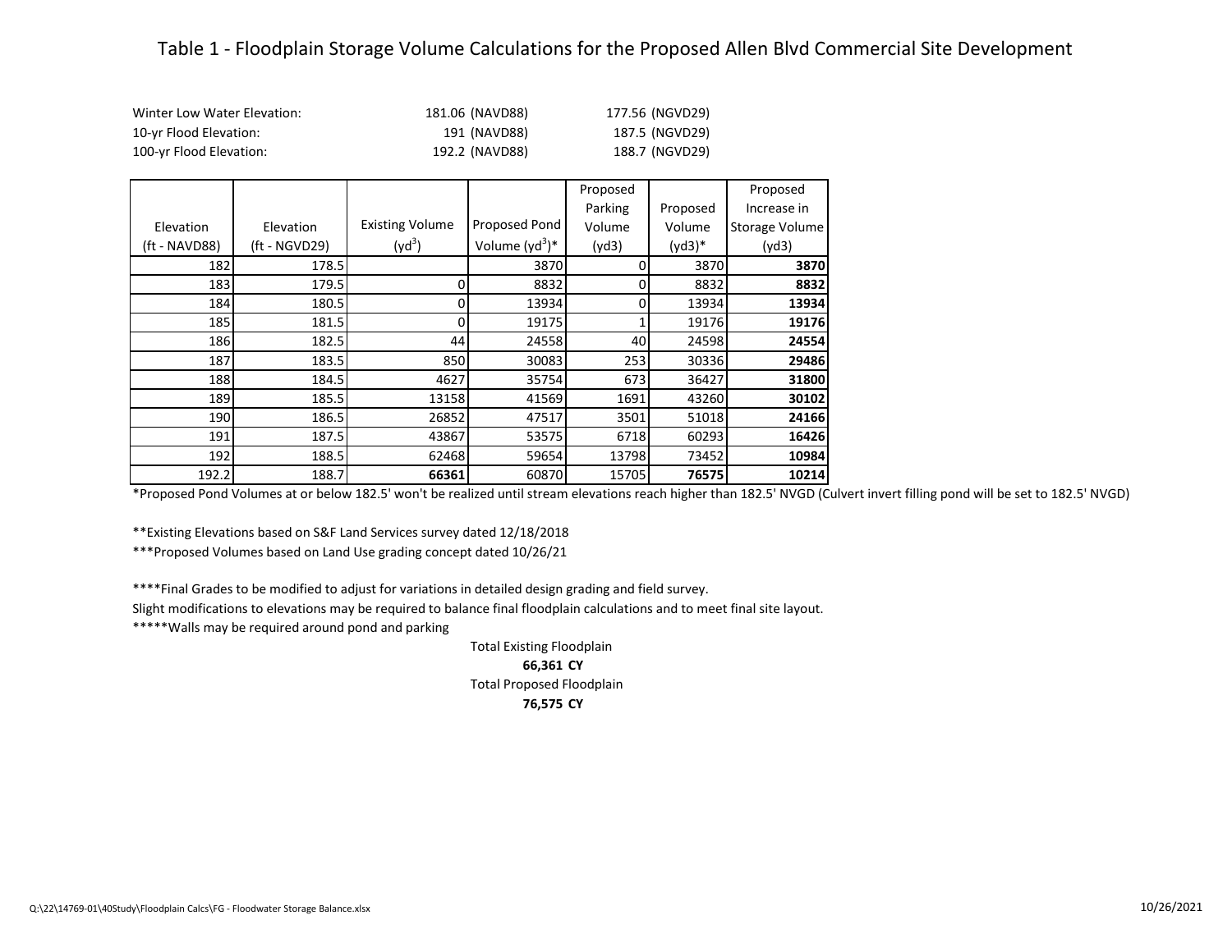# Table 1 - Floodplain Storage Volume Calculations for the Proposed Allen Blvd Commercial Site Development

| | | |
|---|---|---|
| Winter Low Water Elevation: | 181.06 (NAVD88) | 177.56 (NGVD29) |
| 10-yr Flood Elevation: | 191 (NAVD88) | 187.5 (NGVD29) |
| 100-yr Flood Elevation: | 192.2 (NAVD88) | 188.7 (NGVD29) |

| Elevation (ft - NAVD88) | Elevation (ft - NGVD29) | Existing Volume ($yd^3$) | Proposed Pond Volume ($yd^3$)* | Proposed Parking Volume (yd3) | Proposed Volume (yd3)* | Proposed Increase in Storage Volume (yd3) |
|---|---|---|---|---|---|---|
| 182 | 178.5 | | 3870 | 0 | 3870 | **3870** |
| 183 | 179.5 | 0 | 8832 | 0 | 8832 | **8832** |
| 184 | 180.5 | 0 | 13934 | 0 | 13934 | **13934** |
| 185 | 181.5 | 0 | 19175 | 1 | 19176 | **19176** |
| 186 | 182.5 | 44 | 24558 | 40 | 24598 | **24554** |
| 187 | 183.5 | 850 | 30083 | 253 | 30336 | **29486** |
| 188 | 184.5 | 4627 | 35754 | 673 | 36427 | **31800** |
| 189 | 185.5 | 13158 | 41569 | 1691 | 43260 | **30102** |
| 190 | 186.5 | 26852 | 47517 | 3501 | 51018 | **24166** |
| 191 | 187.5 | 43867 | 53575 | 6718 | 60293 | **16426** |
| 192 | 188.5 | 62468 | 59654 | 13798 | 73452 | **10984** |
| 192.2 | 188.7 | **66361** | 60870 | 15705 | **76575** | **10214** |

*Proposed Pond Volumes at or below 182.5' won't be realized until stream elevations reach higher than 182.5' NVGD (Culvert invert filling pond will be set to 182.5' NVGD)

**Existing Elevations based on S&F Land Services survey dated 12/18/2018

***Proposed Volumes based on Land Use grading concept dated 10/26/21

****Final Grades to be modified to adjust for variations in detailed design grading and field survey.
Slight modifications to elevations may be required to balance final floodplain calculations and to meet final site layout.

*****Walls may be required around pond and parking

Total Existing Floodplain

**66,361 CY**

Total Proposed Floodplain

**76,575 CY**

Q:\22\14769-01\40Study\Floodplain Calcs\FG - Floodwater Storage Balance.xlsx

10/26/2021